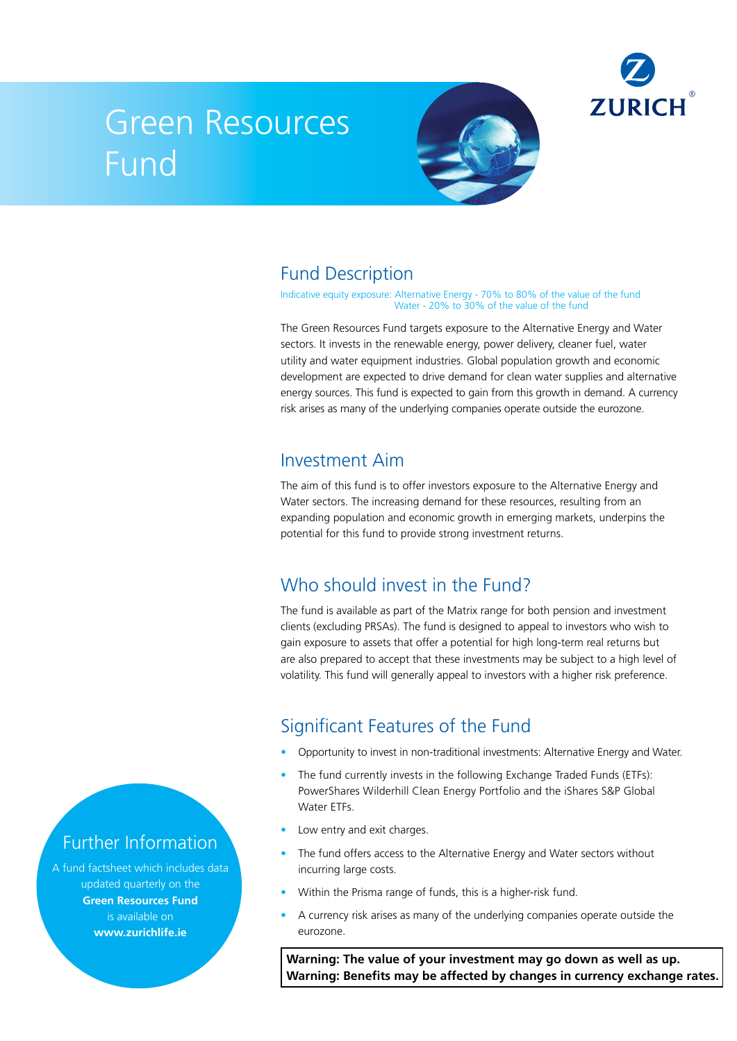# Green Resources Fund

ZURICH®

## Fund Description

Indicative equity exposure: Alternative Energy - 70% to 80% of the value of the fund
Water - 20% to 30% of the value of the fund

The Green Resources Fund targets exposure to the Alternative Energy and Water sectors. It invests in the renewable energy, power delivery, cleaner fuel, water utility and water equipment industries. Global population growth and economic development are expected to drive demand for clean water supplies and alternative energy sources. This fund is expected to gain from this growth in demand. A currency risk arises as many of the underlying companies operate outside the eurozone.

## Investment Aim

The aim of this fund is to offer investors exposure to the Alternative Energy and Water sectors. The increasing demand for these resources, resulting from an expanding population and economic growth in emerging markets, underpins the potential for this fund to provide strong investment returns.

## Who should invest in the Fund?

The fund is available as part of the Matrix range for both pension and investment clients (excluding PRSAs). The fund is designed to appeal to investors who wish to gain exposure to assets that offer a potential for high long-term real returns but are also prepared to accept that these investments may be subject to a high level of volatility. This fund will generally appeal to investors with a higher risk preference.

## Significant Features of the Fund

- Opportunity to invest in non-traditional investments: Alternative Energy and Water.
- The fund currently invests in the following Exchange Traded Funds (ETFs): PowerShares Wilderhill Clean Energy Portfolio and the iShares S&P Global Water ETFs.
- Low entry and exit charges.
- The fund offers access to the Alternative Energy and Water sectors without incurring large costs.
- Within the Prisma range of funds, this is a higher-risk fund.
- A currency risk arises as many of the underlying companies operate outside the eurozone.

**Warning: The value of your investment may go down as well as up.**
**Warning: Benefits may be affected by changes in currency exchange rates.**

## Further Information

A fund factsheet which includes data updated quarterly on the **Green Resources Fund** is available on **www.zurichlife.ie**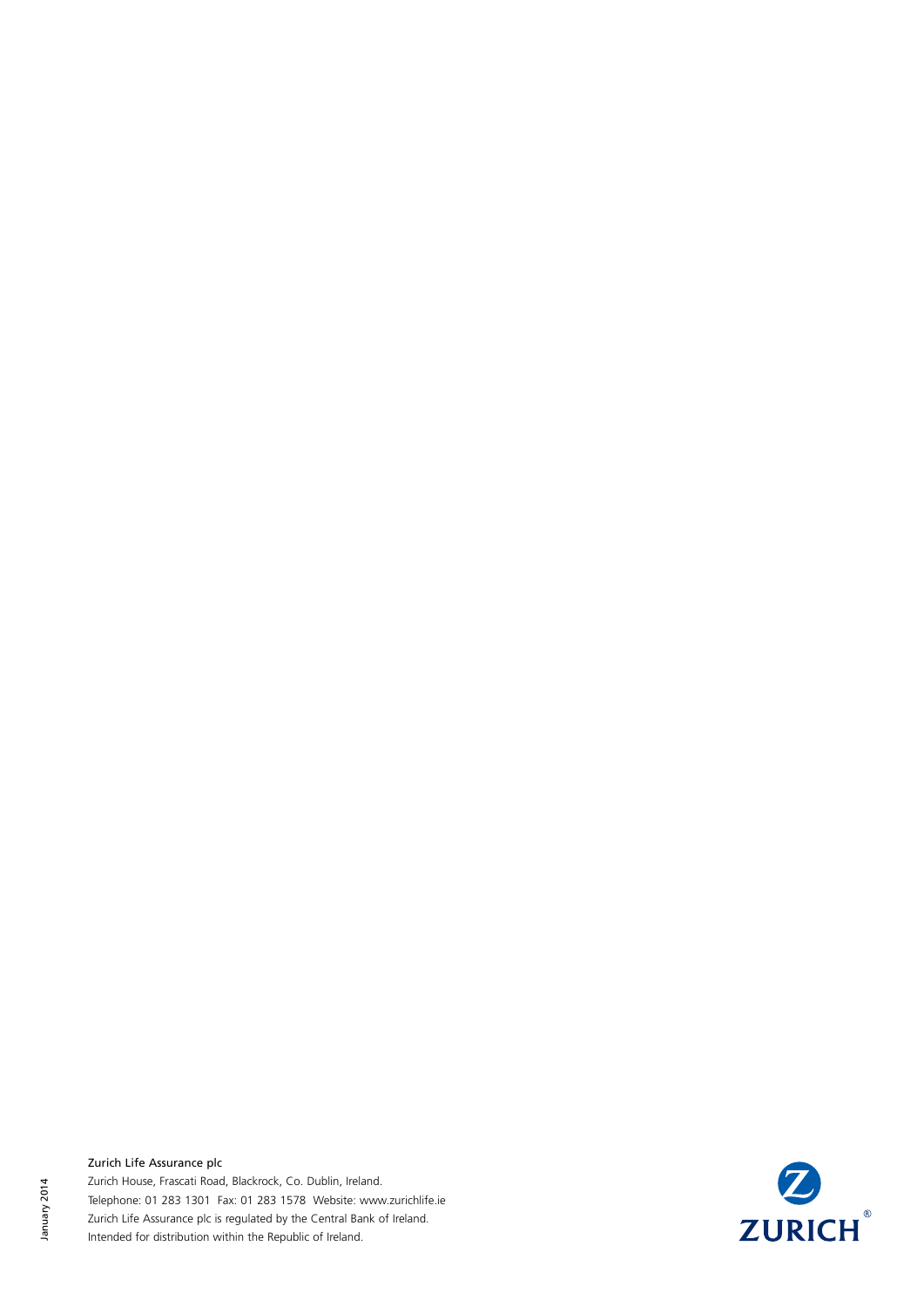Zurich Life Assurance plc

Zurich House, Frascati Road, Blackrock, Co. Dublin, Ireland.

Telephone: 01 283 1301 Fax: 01 283 1578 Website: www.zurichlife.ie

Zurich Life Assurance plc is regulated by the Central Bank of Ireland.

Intended for distribution within the Republic of Ireland.

January 2014

ZURICH®